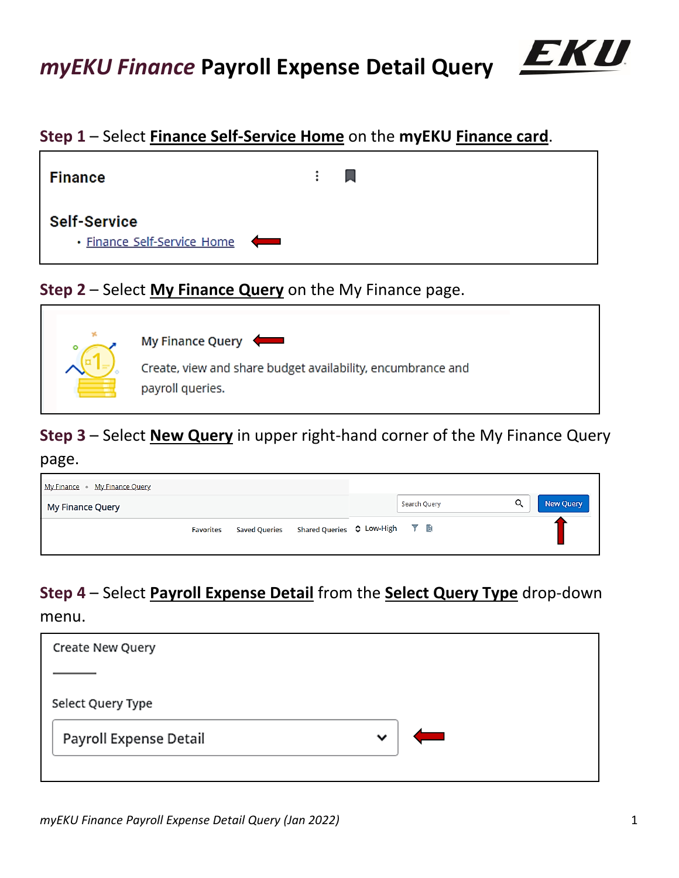# *myEKU Finance* Payroll Expense Detail Query

**Step 1** – Select **Finance Self-Service Home** on the **myEKU Finance card**.

Finance

Self-Service

- Finance Self-Service Home

**Step 2** – Select **My Finance Query** on the My Finance page.

My Finance Query

Create, view and share budget availability, encumbrance and payroll queries.

**Step 3** – Select **New Query** in upper right-hand corner of the My Finance Query page.

My Finance • My Finance Query

My Finance Query

Search Query | New Query

Favorites | Saved Queries | Shared Queries | Low-High

**Step 4** – Select **Payroll Expense Detail** from the **Select Query Type** drop-down menu.

Create New Query

Select Query Type

Payroll Expense Detail

*myEKU Finance Payroll Expense Detail Query (Jan 2022)*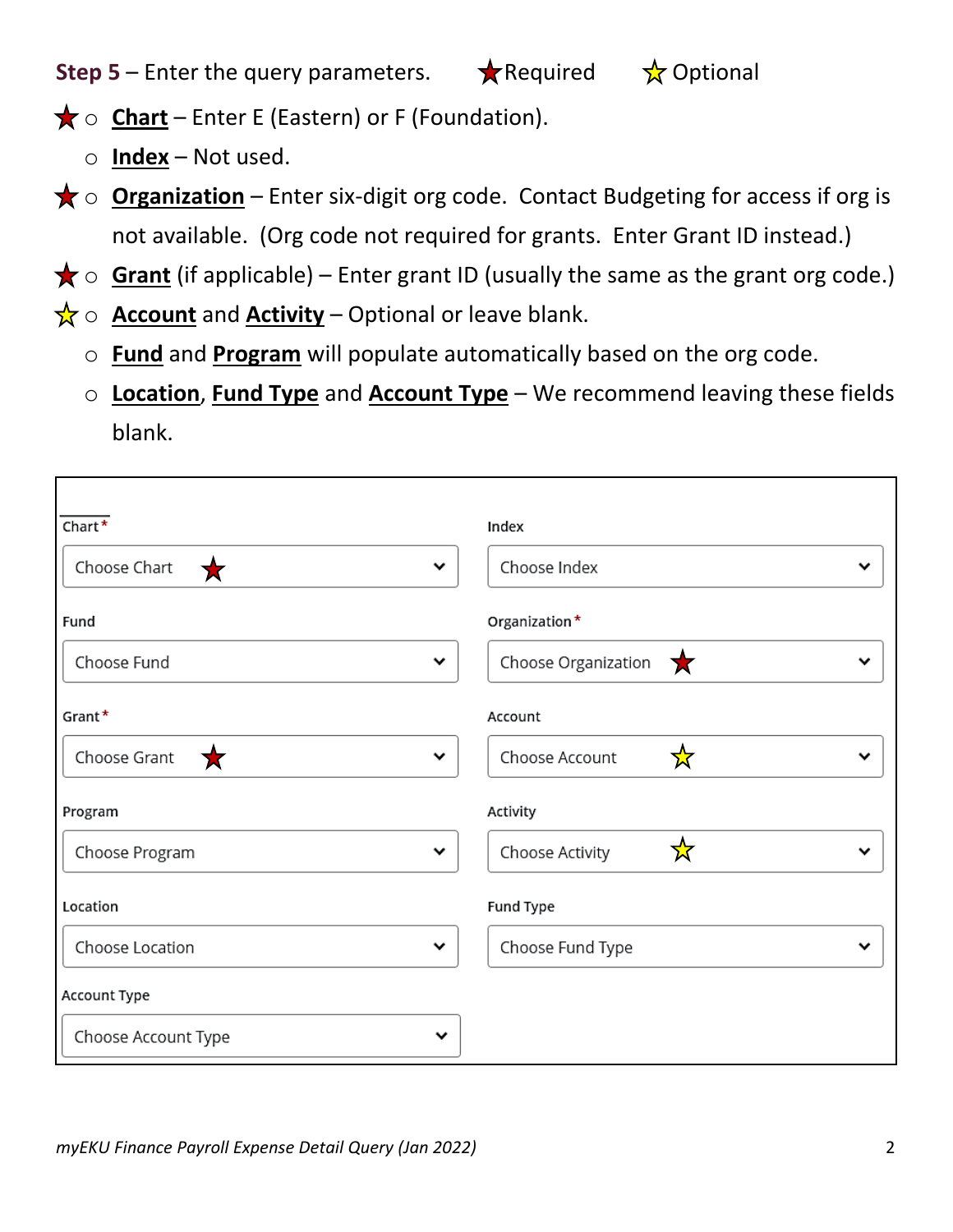**Step 5** – Enter the query parameters. ★Required ☆ Optional

- ★ **Chart** – Enter E (Eastern) or F (Foundation).
- **Index** – Not used.
- ★ **Organization** – Enter six-digit org code. Contact Budgeting for access if org is not available. (Org code not required for grants. Enter Grant ID instead.)
- ★ **Grant** (if applicable) – Enter grant ID (usually the same as the grant org code.)
- ☆ **Account** and **Activity** – Optional or leave blank.
- **Fund** and **Program** will populate automatically based on the org code.
- **Location**, **Fund Type** and **Account Type** – We recommend leaving these fields blank.

| | |
|---|---|
| Chart* | Index |
| Choose Chart ★ | Choose Index |
| Fund | Organization* |
| Choose Fund | Choose Organization ★ |
| Grant* | Account |
| Choose Grant ★ | Choose Account ☆ |
| Program | Activity |
| Choose Program | Choose Activity ☆ |
| Location | Fund Type |
| Choose Location | Choose Fund Type |
| Account Type | |
| Choose Account Type | |

*myEKU Finance Payroll Expense Detail Query (Jan 2022)*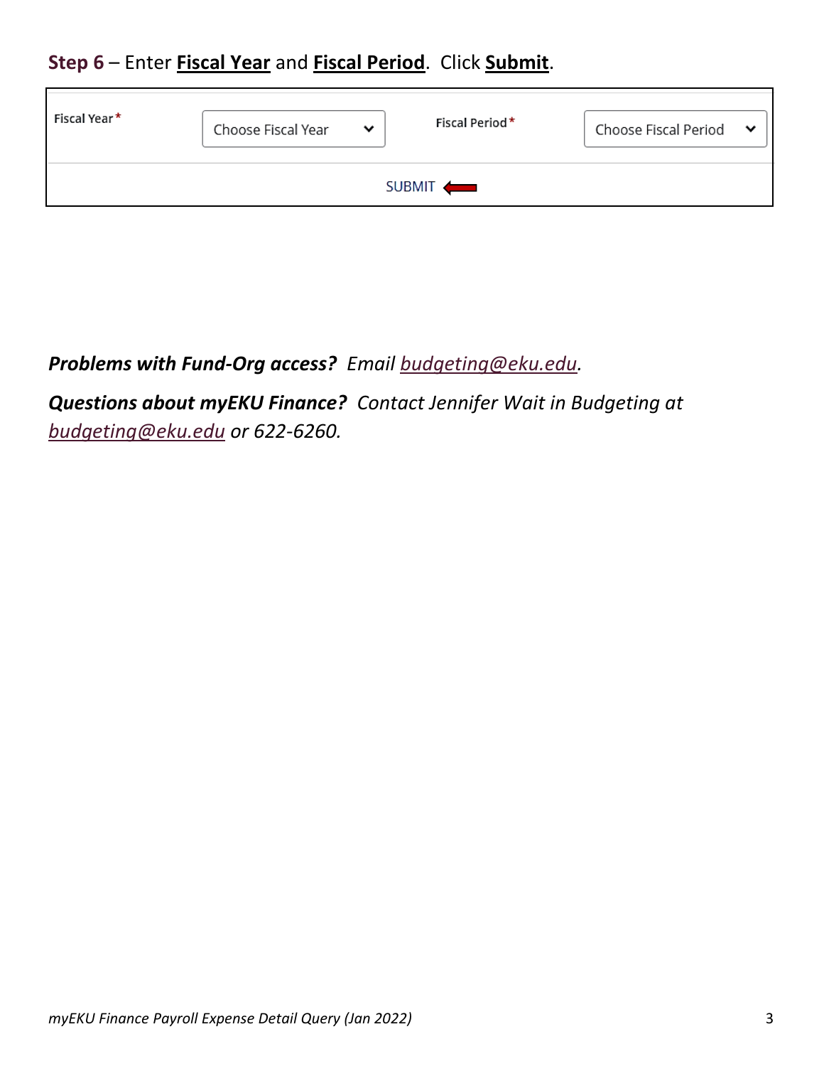**Step 6** – Enter **Fiscal Year** and **Fiscal Period**. Click **Submit**.

| | | | |
|---|---|---|---|
| Fiscal Year* | Choose Fiscal Year | Fiscal Period* | Choose Fiscal Period |
| | SUBMIT | | |

***Problems with Fund-Org access?*** *Email budgeting@eku.edu.*

***Questions about myEKU Finance?*** *Contact Jennifer Wait in Budgeting at budgeting@eku.edu or 622-6260.*